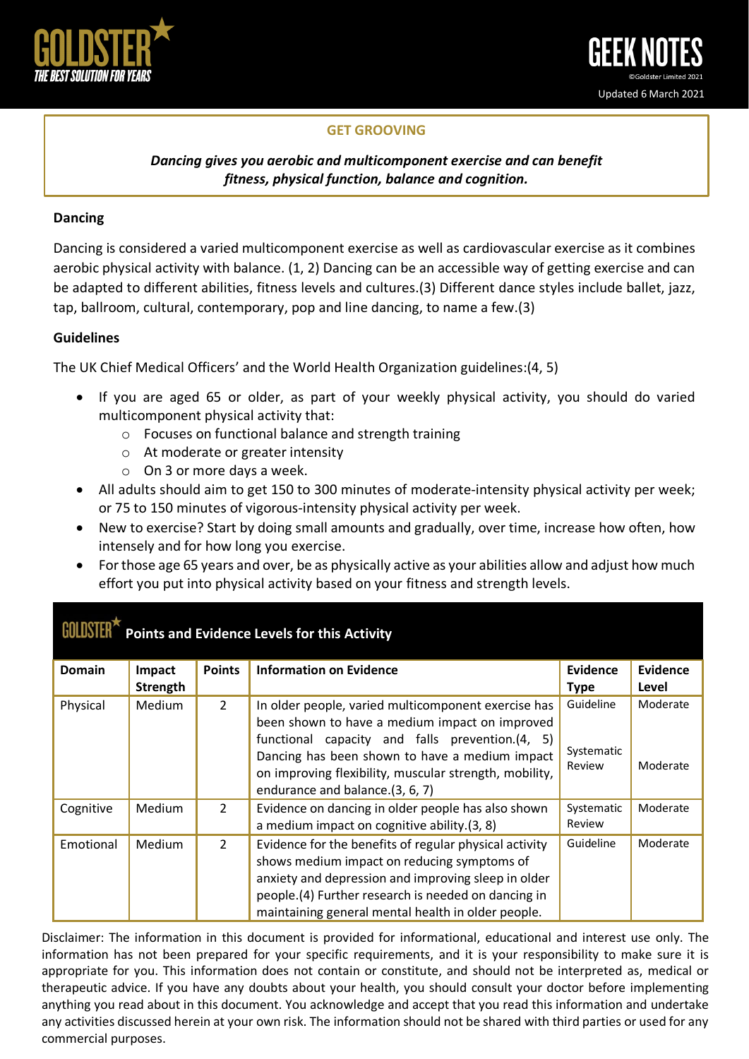GOLDSTER

THE BEST SOLUTION FOR YEARS

GEEK NOTES

©Goldster Limited 2021

Updated 6 March 2021

## GET GROOVING

***Dancing gives you aerobic and multicomponent exercise and can benefit fitness, physical function, balance and cognition.***

### Dancing

Dancing is considered a varied multicomponent exercise as well as cardiovascular exercise as it combines aerobic physical activity with balance. (1, 2) Dancing can be an accessible way of getting exercise and can be adapted to different abilities, fitness levels and cultures.(3) Different dance styles include ballet, jazz, tap, ballroom, cultural, contemporary, pop and line dancing, to name a few.(3)

### Guidelines

The UK Chief Medical Officers' and the World Health Organization guidelines:(4, 5)

- If you are aged 65 or older, as part of your weekly physical activity, you should do varied multicomponent physical activity that:
  - Focuses on functional balance and strength training
  - At moderate or greater intensity
  - On 3 or more days a week.
- All adults should aim to get 150 to 300 minutes of moderate-intensity physical activity per week; or 75 to 150 minutes of vigorous-intensity physical activity per week.
- New to exercise? Start by doing small amounts and gradually, over time, increase how often, how intensely and for how long you exercise.
- For those age 65 years and over, be as physically active as your abilities allow and adjust how much effort you put into physical activity based on your fitness and strength levels.

### GOLDSTER Points and Evidence Levels for this Activity

| Domain | Impact Strength | Points | Information on Evidence | Evidence Type | Evidence Level |
|---|---|---|---|---|---|
| Physical | Medium | 2 | In older people, varied multicomponent exercise has been shown to have a medium impact on improved functional capacity and falls prevention.(4, 5) Dancing has been shown to have a medium impact on improving flexibility, muscular strength, mobility, endurance and balance.(3, 6, 7) | Guideline<br><br>Systematic Review | Moderate<br><br>Moderate |
| Cognitive | Medium | 2 | Evidence on dancing in older people has also shown a medium impact on cognitive ability.(3, 8) | Systematic Review | Moderate |
| Emotional | Medium | 2 | Evidence for the benefits of regular physical activity shows medium impact on reducing symptoms of anxiety and depression and improving sleep in older people.(4) Further research is needed on dancing in maintaining general mental health in older people. | Guideline | Moderate |

Disclaimer: The information in this document is provided for informational, educational and interest use only. The information has not been prepared for your specific requirements, and it is your responsibility to make sure it is appropriate for you. This information does not contain or constitute, and should not be interpreted as, medical or therapeutic advice. If you have any doubts about your health, you should consult your doctor before implementing anything you read about in this document. You acknowledge and accept that you read this information and undertake any activities discussed herein at your own risk. The information should not be shared with third parties or used for any commercial purposes.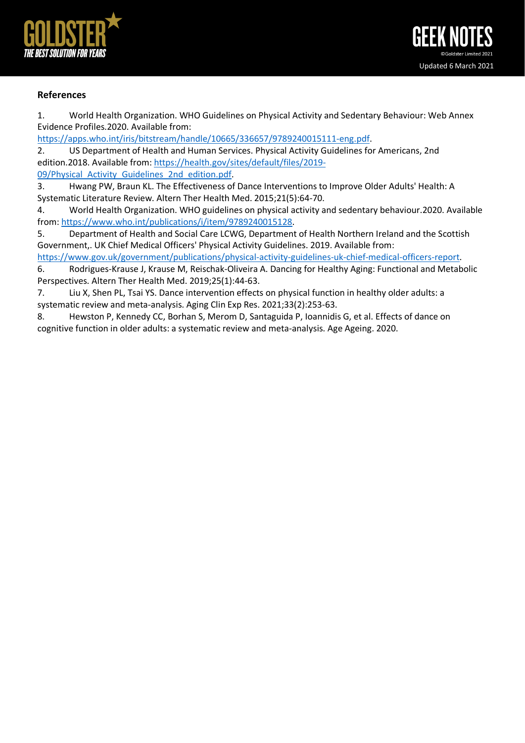## References

1. World Health Organization. WHO Guidelines on Physical Activity and Sedentary Behaviour: Web Annex Evidence Profiles.2020. Available from: https://apps.who.int/iris/bitstream/handle/10665/336657/9789240015111-eng.pdf.
2. US Department of Health and Human Services. Physical Activity Guidelines for Americans, 2nd edition.2018. Available from: https://health.gov/sites/default/files/2019-09/Physical_Activity_Guidelines_2nd_edition.pdf.
3. Hwang PW, Braun KL. The Effectiveness of Dance Interventions to Improve Older Adults' Health: A Systematic Literature Review. Altern Ther Health Med. 2015;21(5):64-70.
4. World Health Organization. WHO guidelines on physical activity and sedentary behaviour.2020. Available from: https://www.who.int/publications/i/item/9789240015128.
5. Department of Health and Social Care LCWG, Department of Health Northern Ireland and the Scottish Government,. UK Chief Medical Officers' Physical Activity Guidelines. 2019. Available from: https://www.gov.uk/government/publications/physical-activity-guidelines-uk-chief-medical-officers-report.
6. Rodrigues-Krause J, Krause M, Reischak-Oliveira A. Dancing for Healthy Aging: Functional and Metabolic Perspectives. Altern Ther Health Med. 2019;25(1):44-63.
7. Liu X, Shen PL, Tsai YS. Dance intervention effects on physical function in healthy older adults: a systematic review and meta-analysis. Aging Clin Exp Res. 2021;33(2):253-63.
8. Hewston P, Kennedy CC, Borhan S, Merom D, Santaguida P, Ioannidis G, et al. Effects of dance on cognitive function in older adults: a systematic review and meta-analysis. Age Ageing. 2020.